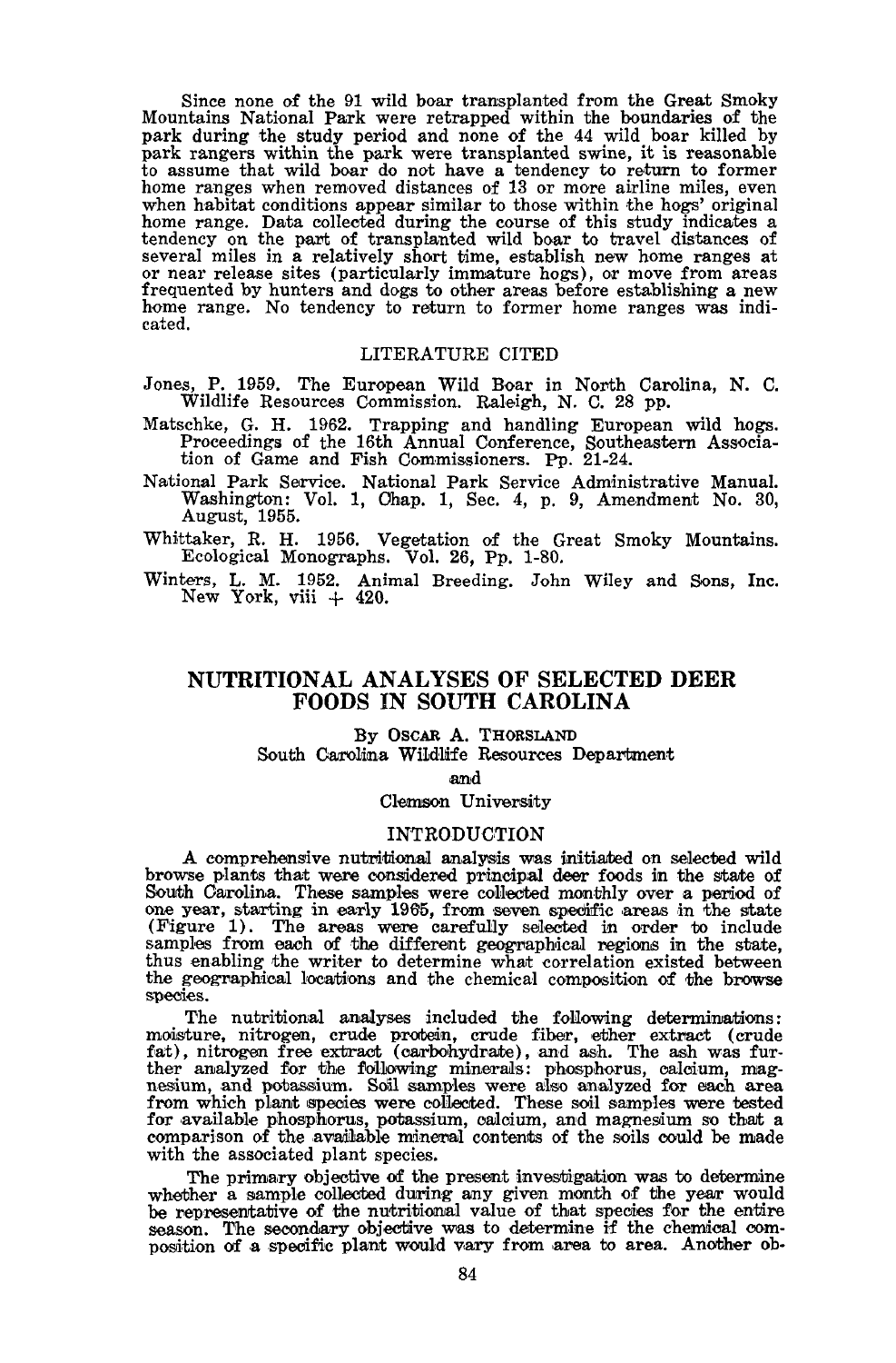Since none of the 91 wild boar transplanted from the Great Smoky Mountains National Park were retrapped within the boundaries of the park during the study period and none of the 44 wild boar killed by park rangers within the park were transplanted swine, it is reasonable to assume that wild boar do not have a tendency to return to former home ranges when removed distances of 13 or more airline miles, even when habitat conditions appear similar to those within the hogs' original home range. Data collected during the course of this study indicates a tendency on the part of transplanted wild boar to travel distances of several miles in a relatively short time, establish new home ranges at or near release sites (particularly immature hogs), or move from areas frequented by hunters and dogs to other areas before establishing a new home range. No tendency to return to former home ranges was indicated.

## LITERATURE CITED

Jones, P. 1959. The European Wild Boar in North Carolina, N. C. Wildlife Resources Commission. Raleigh, N. C. 28 pp.

Matschke, G. H. 1962. Trapping and handling European wild hogs. Proceedings of the 16th Annual Conference, Southeastern Association of Game and Fish Commissioners. Pp. 21-24.

National Park Service. National Park Service Administrative Manual. Washington: Vol. 1, Chap. 1, Sec. 4, p. 9, Amendment No. 30, August, 1955.

Whittaker, R. H. 1956. Vegetation of the Great Smoky Mountains. Ecological Monographs. Vol. 26, Pp. 1-80.

Winters, L. M. 1952. Animal Breeding. John Wiley and Sons, Inc. New York, viii + 420.

# NUTRITIONAL ANALYSES OF SELECTED DEER FOODS IN SOUTH CAROLINA

By Oscar A. Thorsland
South Carolina Wildlife Resources Department
and
Clemson University

## INTRODUCTION

A comprehensive nutritional analysis was initiated on selected wild browse plants that were considered principal deer foods in the state of South Carolina. These samples were collected monthly over a period of one year, starting in early 1965, from seven specific areas in the state (Figure 1). The areas were carefully selected in order to include samples from each of the different geographical regions in the state, thus enabling the writer to determine what correlation existed between the geographical locations and the chemical composition of the browse species.

The nutritional analyses included the following determinations: moisture, nitrogen, crude protein, crude fiber, ether extract (crude fat), nitrogen free extract (carbohydrate), and ash. The ash was further analyzed for the following minerals: phosphorus, calcium, magnesium, and potassium. Soil samples were also analyzed for each area from which plant species were collected. These soil samples were tested for available phosphorus, potassium, calcium, and magnesium so that a comparison of the available mineral contents of the soils could be made with the associated plant species.

The primary objective of the present investigation was to determine whether a sample collected during any given month of the year would be representative of the nutritional value of that species for the entire season. The secondary objective was to determine if the chemical composition of a specific plant would vary from area to area. Another ob-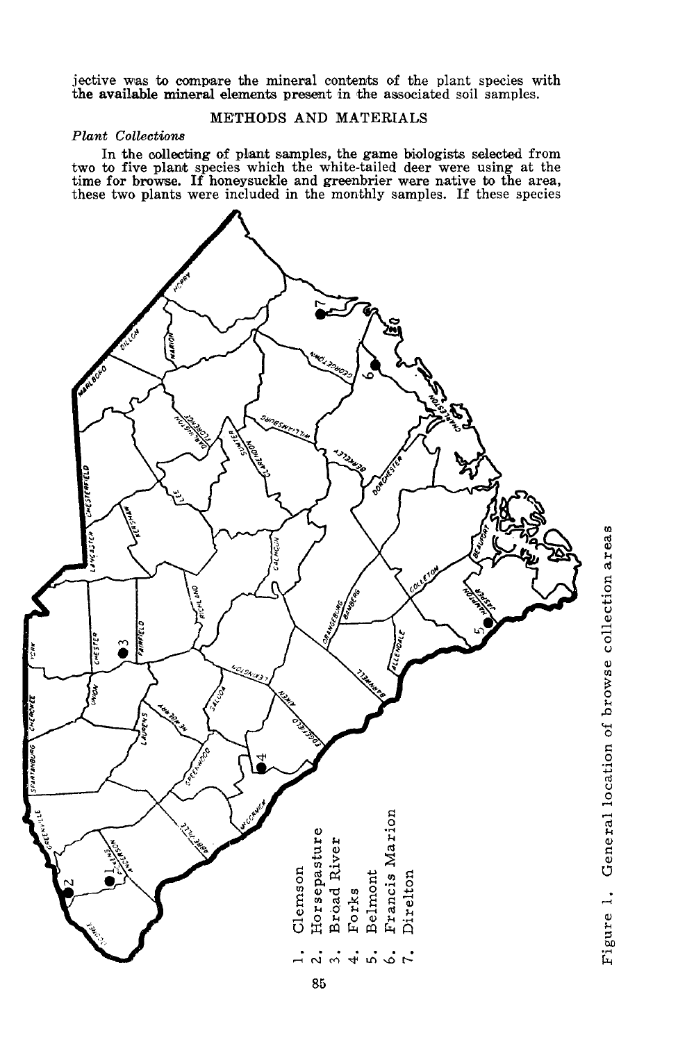jective was to compare the mineral contents of the plant species with the available mineral elements present in the associated soil samples.

## METHODS AND MATERIALS

### *Plant Collections*

In the collecting of plant samples, the game biologists selected from two to five plant species which the white-tailed deer were using at the time for browse. If honeysuckle and greenbrier were native to the area, these two plants were included in the monthly samples. If these species

1. Clemson
2. Horsepasture
3. Broad River
4. Forks
5. Belmont
6. Francis Marion
7. Direlton

Figure 1. General location of browse collection areas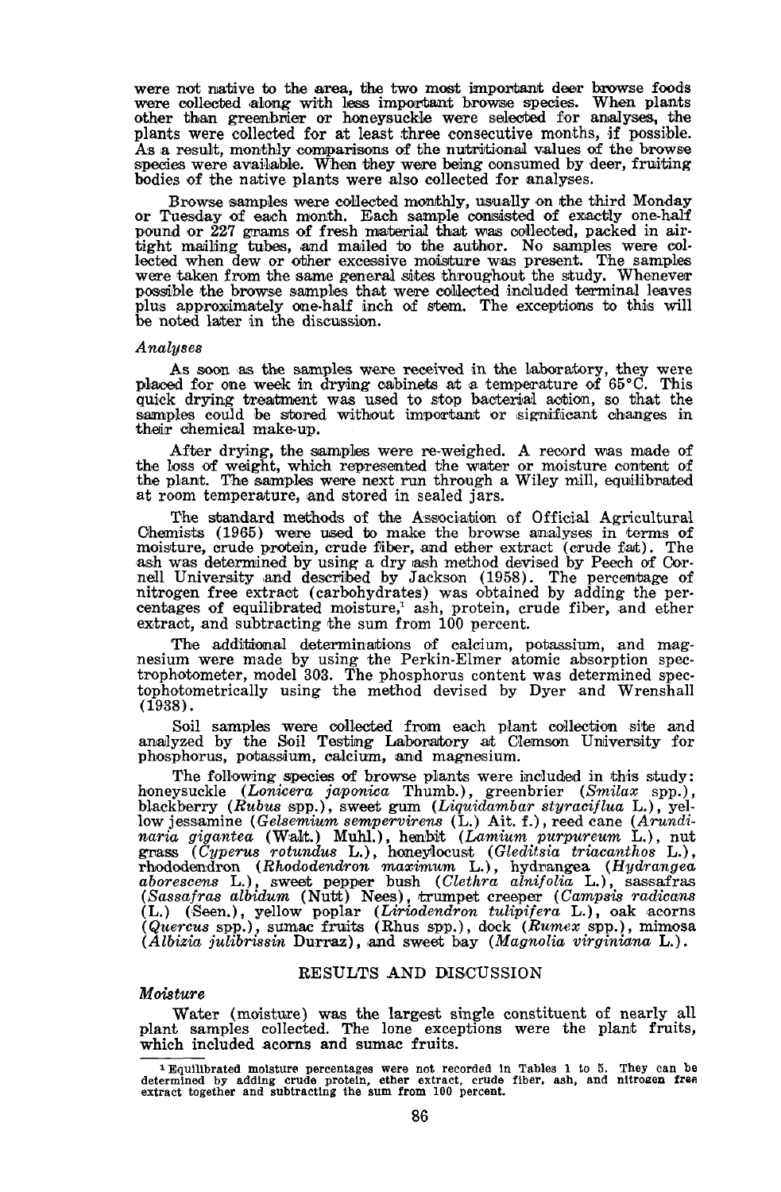were not native to the area, the two most important deer browse foods were collected along with less important browse species. When plants other than greenbrier or honeysuckle were selected for analyses, the plants were collected for at least three consecutive months, if possible. As a result, monthly comparisons of the nutritional values of the browse species were available. When they were being consumed by deer, fruiting bodies of the native plants were also collected for analyses.

Browse samples were collected monthly, usually on the third Monday or Tuesday of each month. Each sample consisted of exactly one-half pound or 227 grams of fresh material that was collected, packed in airtight mailing tubes, and mailed to the author. No samples were collected when dew or other excessive moisture was present. The samples were taken from the same general sites throughout the study. Whenever possible the browse samples that were collected included terminal leaves plus approximately one-half inch of stem. The exceptions to this will be noted later in the discussion.

### *Analyses*

As soon as the samples were received in the laboratory, they were placed for one week in drying cabinets at a temperature of 65°C. This quick drying treatment was used to stop bacterial action, so that the samples could be stored without important or significant changes in their chemical make-up.

After drying, the samples were re-weighed. A record was made of the loss of weight, which represented the water or moisture content of the plant. The samples were next run through a Wiley mill, equilibrated at room temperature, and stored in sealed jars.

The standard methods of the Association of Official Agricultural Chemists (1965) were used to make the browse analyses in terms of moisture, crude protein, crude fiber, and ether extract (crude fat). The ash was determined by using a dry ash method devised by Peech of Cornell University and described by Jackson (1958). The percentage of nitrogen free extract (carbohydrates) was obtained by adding the percentages of equilibrated moisture,[1] ash, protein, crude fiber, and ether extract, and subtracting the sum from 100 percent.

The additional determinations of calcium, potassium, and magnesium were made by using the Perkin-Elmer atomic absorption spectrophotometer, model 303. The phosphorus content was determined spectophotometrically using the method devised by Dyer and Wrenshall (1938).

Soil samples were collected from each plant collection site and analyzed by the Soil Testing Laboratory at Clemson University for phosphorus, potassium, calcium, and magnesium.

The following species of browse plants were included in this study: honeysuckle (*Lonicera japonica* Thumb.), greenbrier (*Smilax* spp.), blackberry (*Rubus* spp.), sweet gum (*Liquidambar styraciflua* L.), yellow jessamine (*Gelsemium sempervirens* (L.) Ait. f.), reed cane (*Arundinaria gigantea* (Walt.) Muhl.), henbit (*Lamium purpureum* L.), nut grass (*Cyperus rotundus* L.), honeylocust (*Gleditsia triacanthos* L.), rhododendron (*Rhododendron maximum* L.), hydrangea (*Hydrangea aborescens* L.), sweet pepper bush (*Clethra alnifolia* L.), sassafras (*Sassafras albidum* (Nutt) Nees), trumpet creeper (*Campsis radicans* (L.) (Seen.), yellow poplar (*Liriodendron tulipifera* L.), oak acorns (*Quercus* spp.), sumac fruits (Rhus spp.), dock (*Rumex* spp.), mimosa (*Albizia julibrissin* Durraz), and sweet bay (*Magnolia virginiana* L.).

## RESULTS AND DISCUSSION

### *Moisture*

Water (moisture) was the largest single constituent of nearly all plant samples collected. The lone exceptions were the plant fruits, which included acorns and sumac fruits.

[1] Equilibrated moisture percentages were not recorded in Tables 1 to 5. They can be determined by adding crude protein, ether extract, crude fiber, ash, and nitrogen free extract together and subtracting the sum from 100 percent.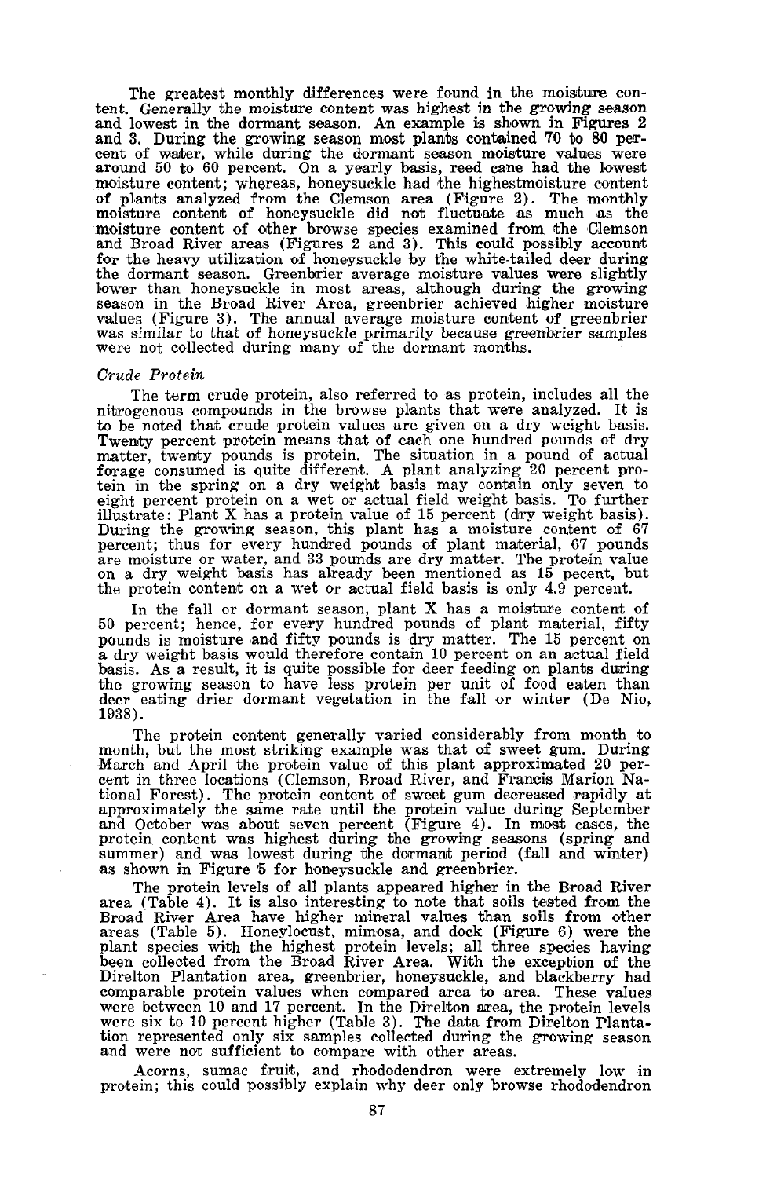The greatest monthly differences were found in the moisture content. Generally the moisture content was highest in the growing season and lowest in the dormant season. An example is shown in Figures 2 and 3. During the growing season most plants contained 70 to 80 percent of water, while during the dormant season moisture values were around 50 to 60 percent. On a yearly basis, reed cane had the lowest moisture content; whereas, honeysuckle had the highestmoisture content of plants analyzed from the Clemson area (Figure 2). The monthly moisture content of honeysuckle did not fluctuate as much as the moisture content of other browse species examined from the Clemson and Broad River areas (Figures 2 and 3). This could possibly account for the heavy utilization of honeysuckle by the white-tailed deer during the dormant season. Greenbrier average moisture values were slightly lower than honeysuckle in most areas, although during the growing season in the Broad River Area, greenbrier achieved higher moisture values (Figure 3). The annual average moisture content of greenbrier was similar to that of honeysuckle primarily because greenbrier samples were not collected during many of the dormant months.

*Crude Protein*

The term crude protein, also referred to as protein, includes all the nitrogenous compounds in the browse plants that were analyzed. It is to be noted that crude protein values are given on a dry weight basis. Twenty percent protein means that of each one hundred pounds of dry matter, twenty pounds is protein. The situation in a pound of actual forage consumed is quite different. A plant analyzing 20 percent protein in the spring on a dry weight basis may contain only seven to eight percent protein on a wet or actual field weight basis. To further illustrate: Plant X has a protein value of 15 percent (dry weight basis). During the growing season, this plant has a moisture content of 67 percent; thus for every hundred pounds of plant material, 67 pounds are moisture or water, and 33 pounds are dry matter. The protein value on a dry weight basis has already been mentioned as 15 pecent, but the protein content on a wet or actual field basis is only 4.9 percent.

In the fall or dormant season, plant X has a moisture content of 50 percent; hence, for every hundred pounds of plant material, fifty pounds is moisture and fifty pounds is dry matter. The 15 percent on a dry weight basis would therefore contain 10 percent on an actual field basis. As a result, it is quite possible for deer feeding on plants during the growing season to have less protein per unit of food eaten than deer eating drier dormant vegetation in the fall or winter (De Nio, 1938).

The protein content generally varied considerably from month to month, but the most striking example was that of sweet gum. During March and April the protein value of this plant approximated 20 percent in three locations (Clemson, Broad River, and Francis Marion National Forest). The protein content of sweet gum decreased rapidly at approximately the same rate until the protein value during September and October was about seven percent (Figure 4). In most cases, the protein content was highest during the growing seasons (spring and summer) and was lowest during the dormant period (fall and winter) as shown in Figure 5 for honeysuckle and greenbrier.

The protein levels of all plants appeared higher in the Broad River area (Table 4). It is also interesting to note that soils tested from the Broad River Area have higher mineral values than soils from other areas (Table 5). Honeylocust, mimosa, and dock (Figure 6) were the plant species with the highest protein levels; all three species having been collected from the Broad River Area. With the exception of the Direlton Plantation area, greenbrier, honeysuckle, and blackberry had comparable protein values when compared area to area. These values were between 10 and 17 percent. In the Direlton area, the protein levels were six to 10 percent higher (Table 3). The data from Direlton Plantation represented only six samples collected during the growing season and were not sufficient to compare with other areas.

Acorns, sumac fruit, and rhododendron were extremely low in protein; this could possibly explain why deer only browse rhododendron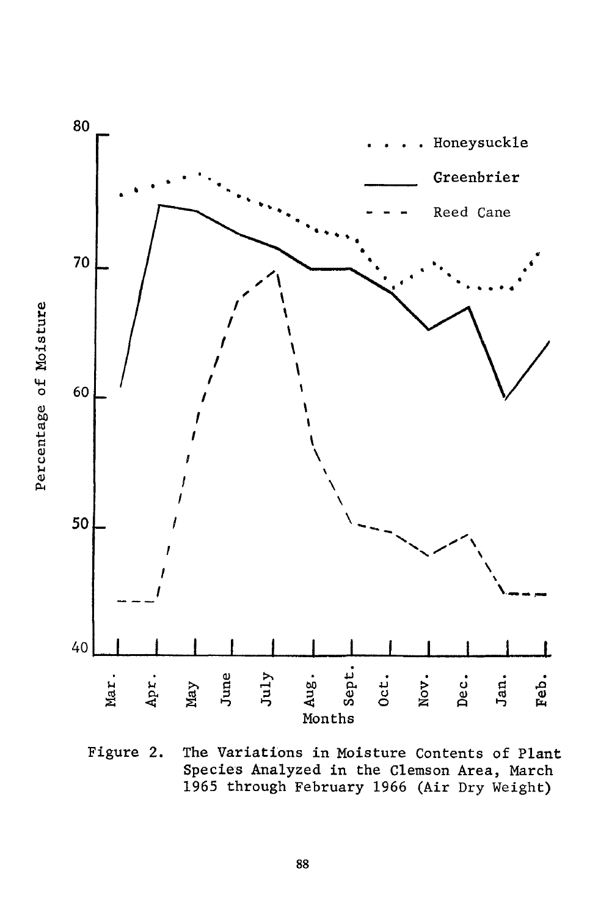Figure 2. The Variations in Moisture Contents of Plant Species Analyzed in the Clemson Area, March 1965 through February 1966 (Air Dry Weight)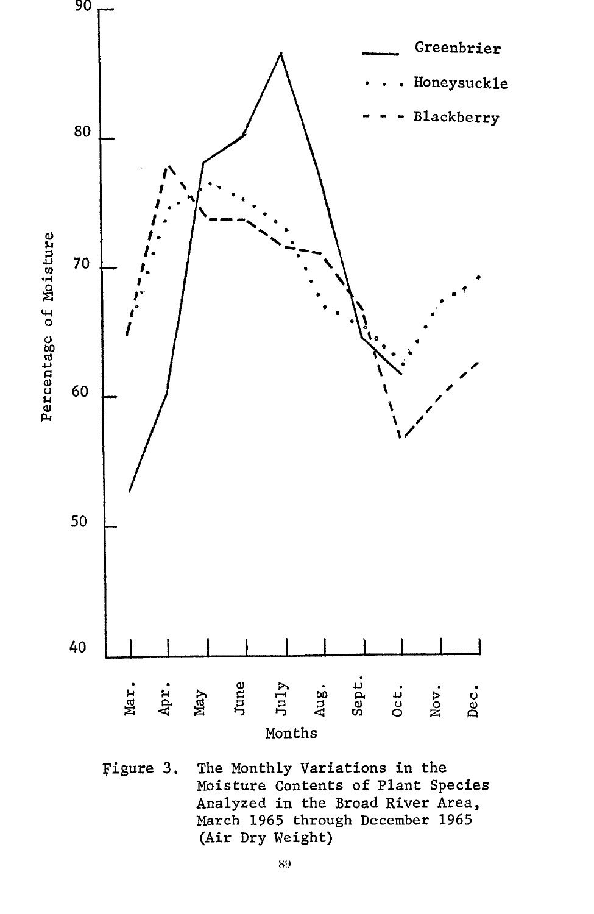Figure 3. The Monthly Variations in the Moisture Contents of Plant Species Analyzed in the Broad River Area, March 1965 through December 1965 (Air Dry Weight)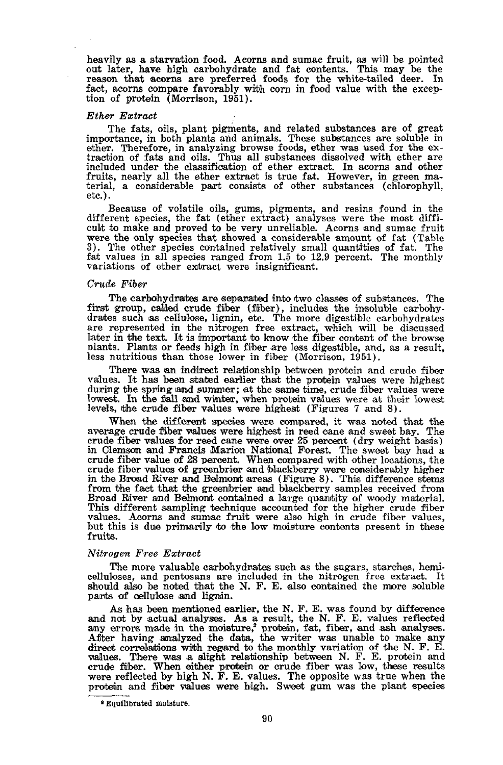heavily as a starvation food. Acorns and sumac fruit, as will be pointed out later, have high carbohydrate and fat contents. This may be the reason that acorns are preferred foods for the white-tailed deer. In fact, acorns compare favorably with corn in food value with the exception of protein (Morrison, 1951).

### *Ether Extract*

The fats, oils, plant pigments, and related substances are of great importance, in both plants and animals. These substances are soluble in ether. Therefore, in analyzing browse foods, ether was used for the extraction of fats and oils. Thus all substances dissolved with ether are included under the classification of ether extract. In acorns and other fruits, nearly all the ether extract is true fat. However, in green material, a considerable part consists of other substances (chlorophyll, etc.).

Because of volatile oils, gums, pigments, and resins found in the different species, the fat (ether extract) analyses were the most difficult to make and proved to be very unreliable. Acorns and sumac fruit were the only species that showed a considerable amount of fat (Table 3). The other species contained relatively small quantities of fat. The fat values in all species ranged from 1.5 to 12.9 percent. The monthly variations of ether extract were insignificant.

### *Crude Fiber*

The carbohydrates are separated into two classes of substances. The first group, called crude fiber (fiber), includes the insoluble carbohydrates such as cellulose, lignin, etc. The more digestible carbohydrates are represented in the nitrogen free extract, which will be discussed later in the text. It is important to know the fiber content of the browse plants. Plants or feeds high in fiber are less digestible, and, as a result, less nutritious than those lower in fiber (Morrison, 1951).

There was an indirect relationship between protein and crude fiber values. It has been stated earlier that the protein values were highest during the spring and summer; at the same time, crude fiber values were lowest. In the fall and winter, when protein values were at their lowest levels, the crude fiber values were highest (Figures 7 and 8).

When the different species were compared, it was noted that the average crude fiber values were highest in reed cane and sweet bay. The crude fiber values for reed cane were over 25 percent (dry weight basis) in Clemson and Francis Marion National Forest. The sweet bay had a crude fiber value of 28 percent. When compared with other locations, the crude fiber values of greenbrier and blackberry were considerably higher in the Broad River and Belmont areas (Figure 8). This difference stems from the fact that the greenbrier and blackberry samples received from Broad River and Belmont contained a large quantity of woody material. This different sampling technique accounted for the higher crude fiber values. Acorns and sumac fruit were also high in crude fiber values, but this is due primarily to the low moisture contents present in these fruits.

### *Nitrogen Free Extract*

The more valuable carbohydrates such as the sugars, starches, hemicelluloses, and pentosans are included in the nitrogen free extract. It should also be noted that the N. F. E. also contained the more soluble parts of cellulose and lignin.

As has been mentioned earlier, the N. F. E. was found by difference and not by actual analyses. As a result, the N. F. E. values reflected any errors made in the moisture,[2] protein, fat, fiber, and ash analyses. After having analyzed the data, the writer was unable to make any direct correlations with regard to the monthly variation of the N. F. E. values. There was a slight relationship between N. F. E. protein and crude fiber. When either protein or crude fiber was low, these results were reflected by high N. F. E. values. The opposite was true when the protein and fiber values were high. Sweet gum was the plant species

[2] Equilibrated moisture.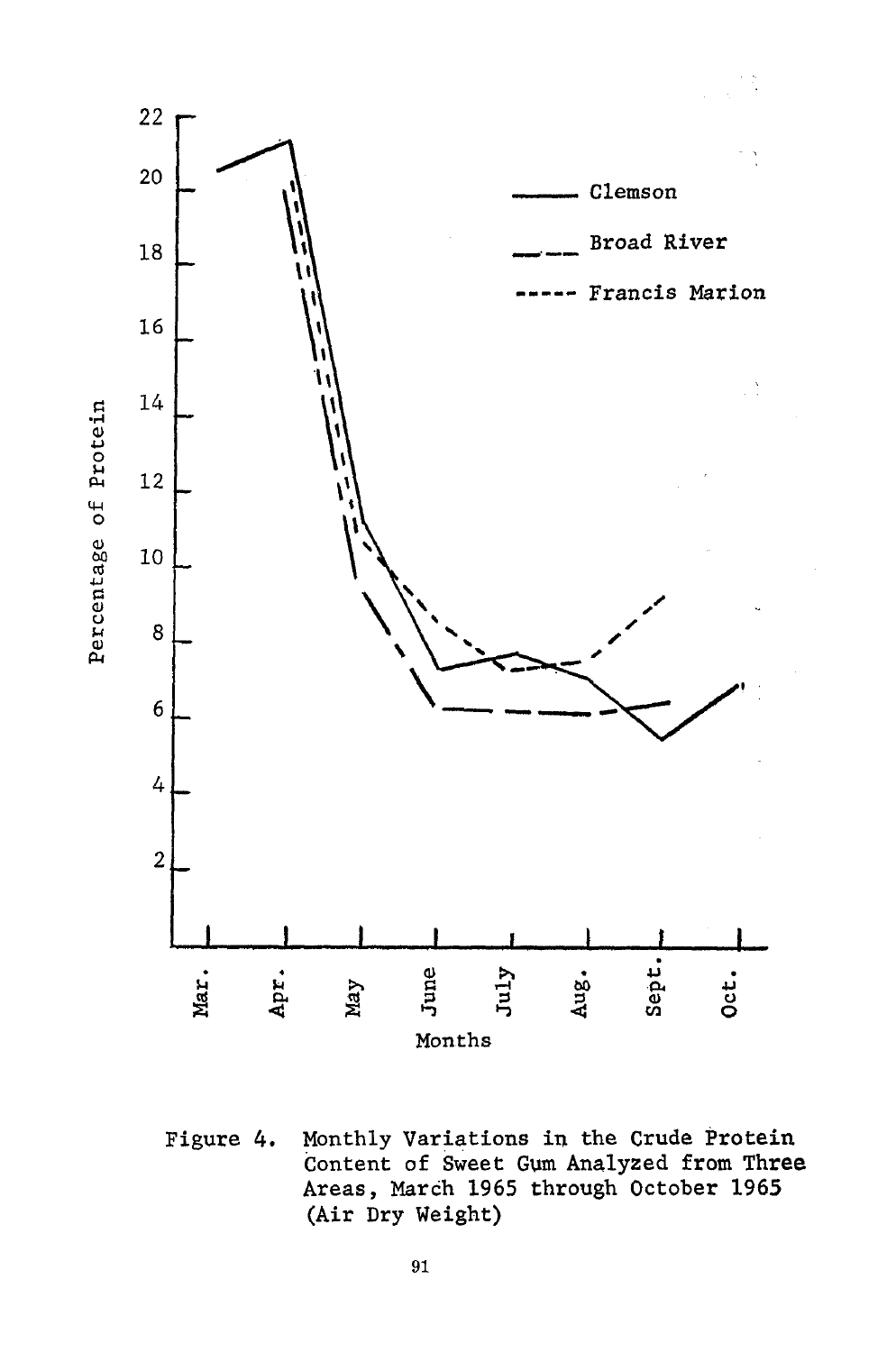Figure 4. Monthly Variations in the Crude Protein Content of Sweet Gum Analyzed from Three Areas, March 1965 through October 1965 (Air Dry Weight)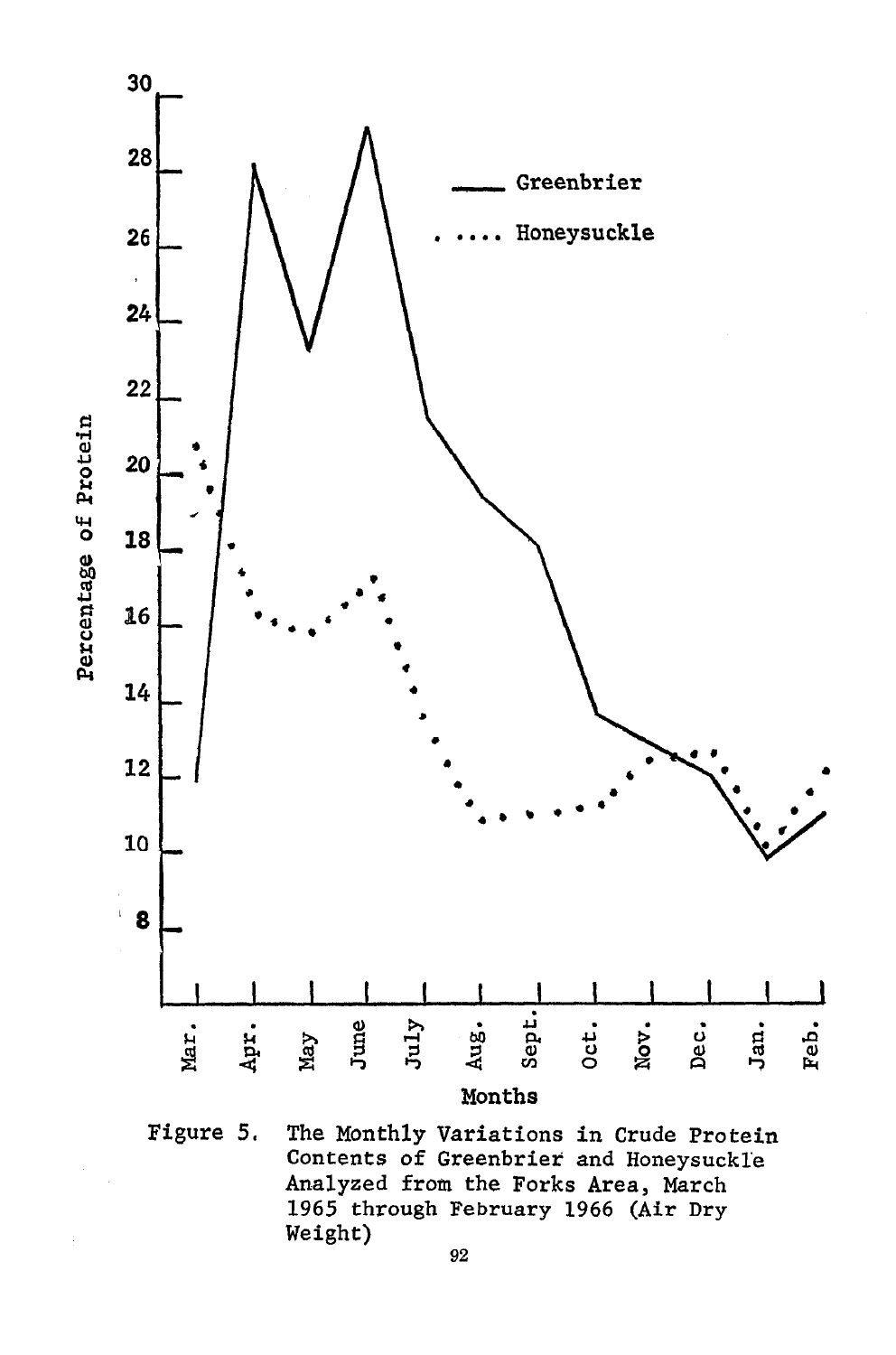Figure 5. The Monthly Variations in Crude Protein Contents of Greenbrier and Honeysuckle Analyzed from the Forks Area, March 1965 through February 1966 (Air Dry Weight)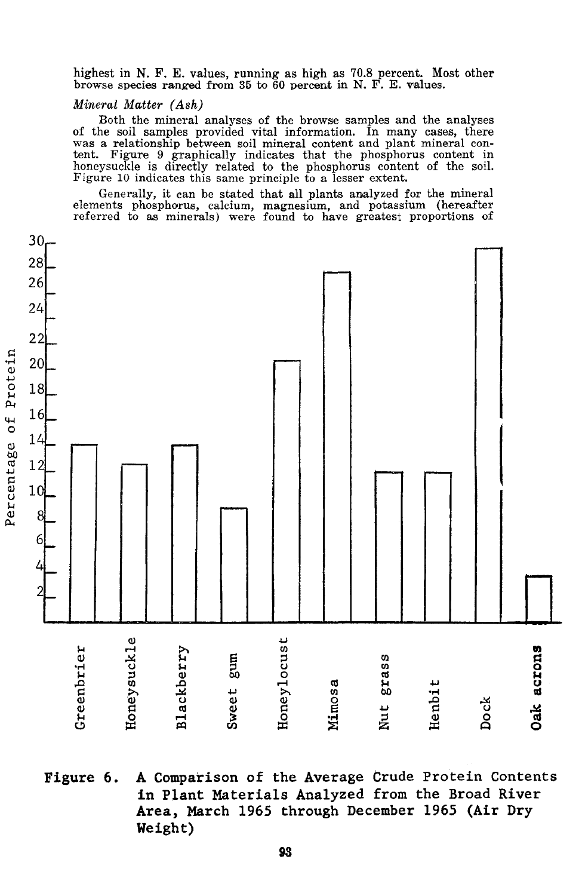highest in N. F. E. values, running as high as 70.8 percent. Most other browse species ranged from 35 to 60 percent in N. F. E. values.

*Mineral Matter (Ash)*

Both the mineral analyses of the browse samples and the analyses of the soil samples provided vital information. In many cases, there was a relationship between soil mineral content and plant mineral content. Figure 9 graphically indicates that the phosphorus content in honeysuckle is directly related to the phosphorus content of the soil. Figure 10 indicates this same principle to a lesser extent.

Generally, it can be stated that all plants analyzed for the mineral elements phosphorus, calcium, magnesium, and potassium (hereafter referred to as minerals) were found to have greatest proportions of

**Figure 6. A Comparison of the Average Crude Protein Contents in Plant Materials Analyzed from the Broad River Area, March 1965 through December 1965 (Air Dry Weight)**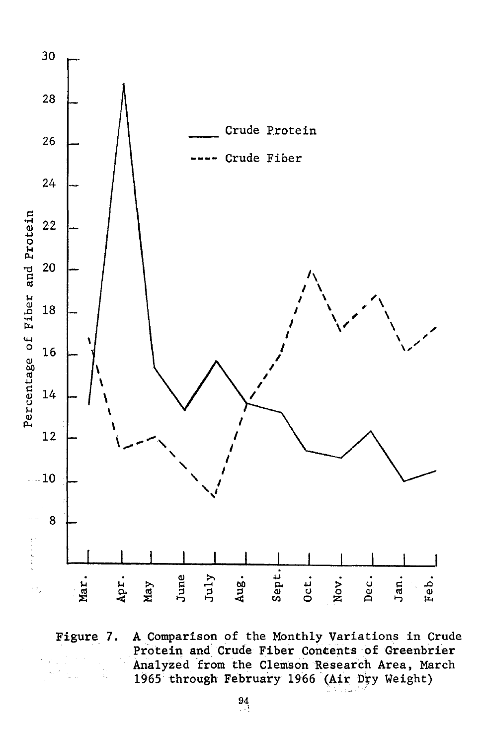Figure 7. A Comparison of the Monthly Variations in Crude Protein and Crude Fiber Contents of Greenbrier Analyzed from the Clemson Research Area, March 1965 through February 1966 (Air Dry Weight)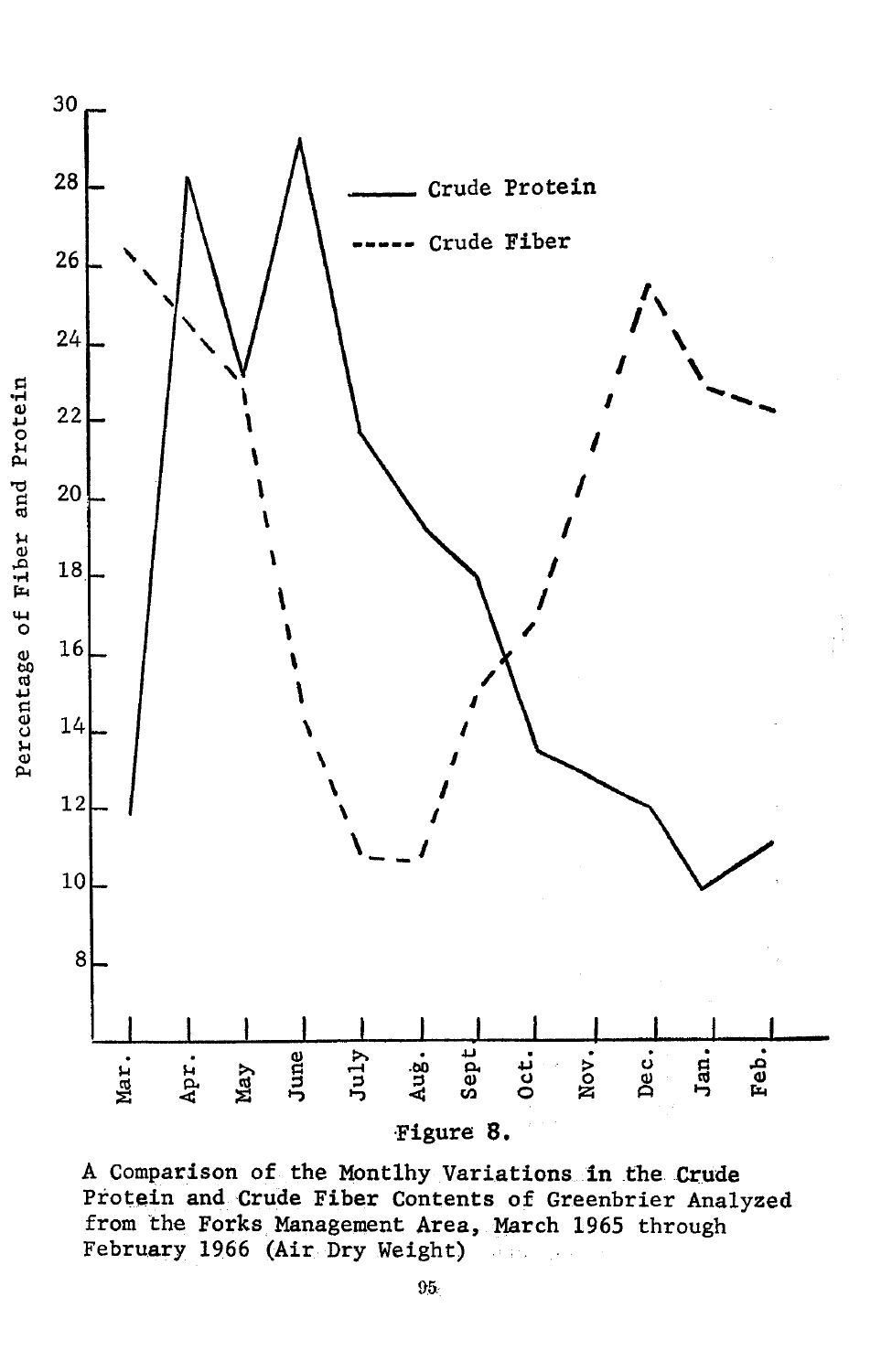Figure 8.

A Comparison of the Montlhy Variations in the Crude Protein and Crude Fiber Contents of Greenbrier Analyzed from the Forks Management Area, March 1965 through February 1966 (Air Dry Weight)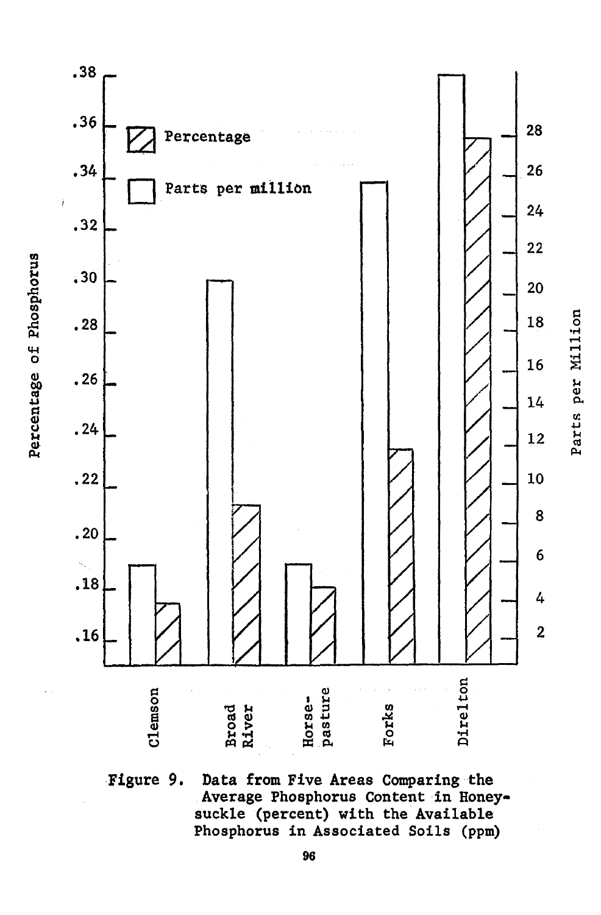Figure 9. Data from Five Areas Comparing the Average Phosphorus Content in Honeysuckle (percent) with the Available Phosphorus in Associated Soils (ppm)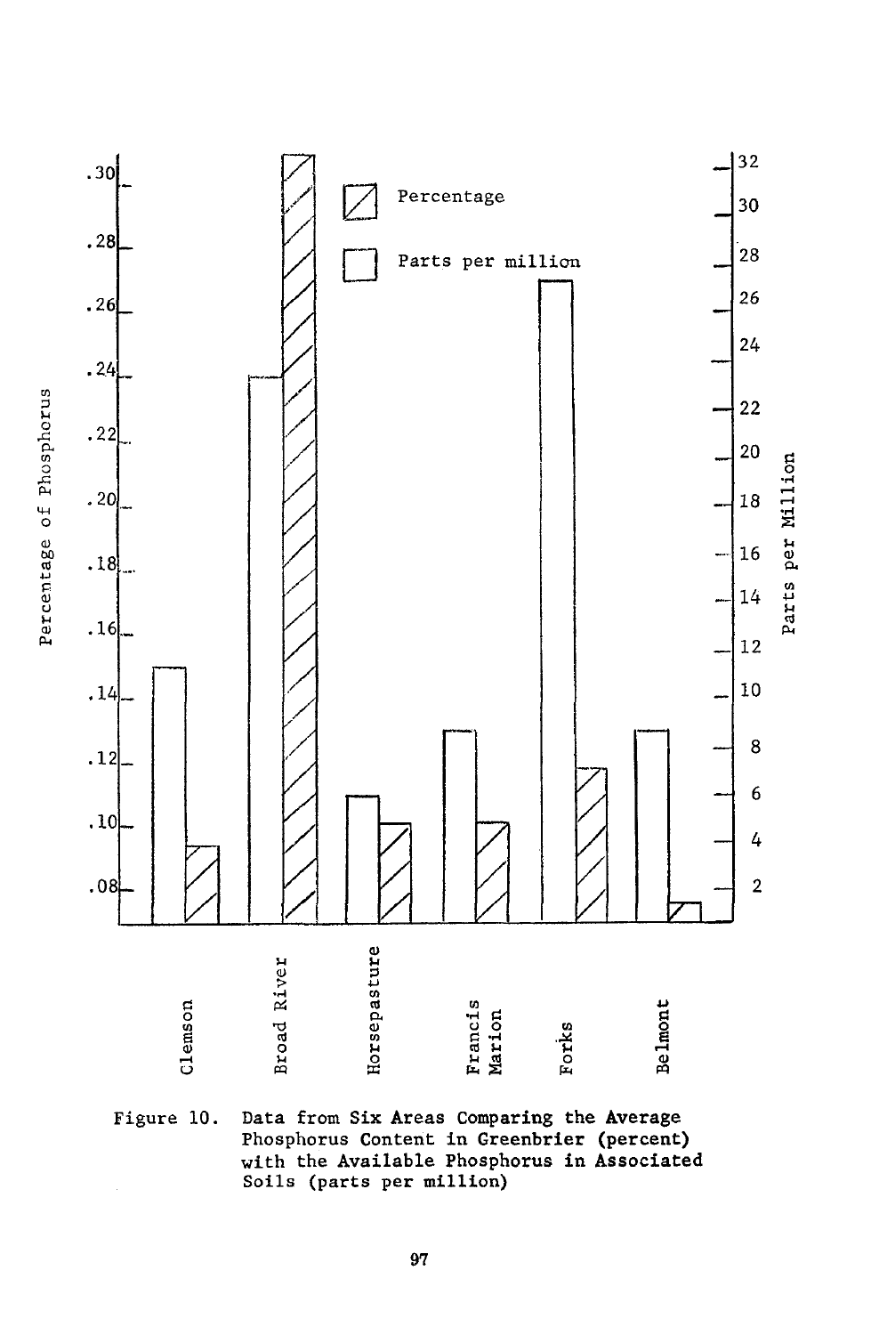Figure 10. Data from Six Areas Comparing the Average Phosphorus Content in Greenbrier (percent) with the Available Phosphorus in Associated Soils (parts per million)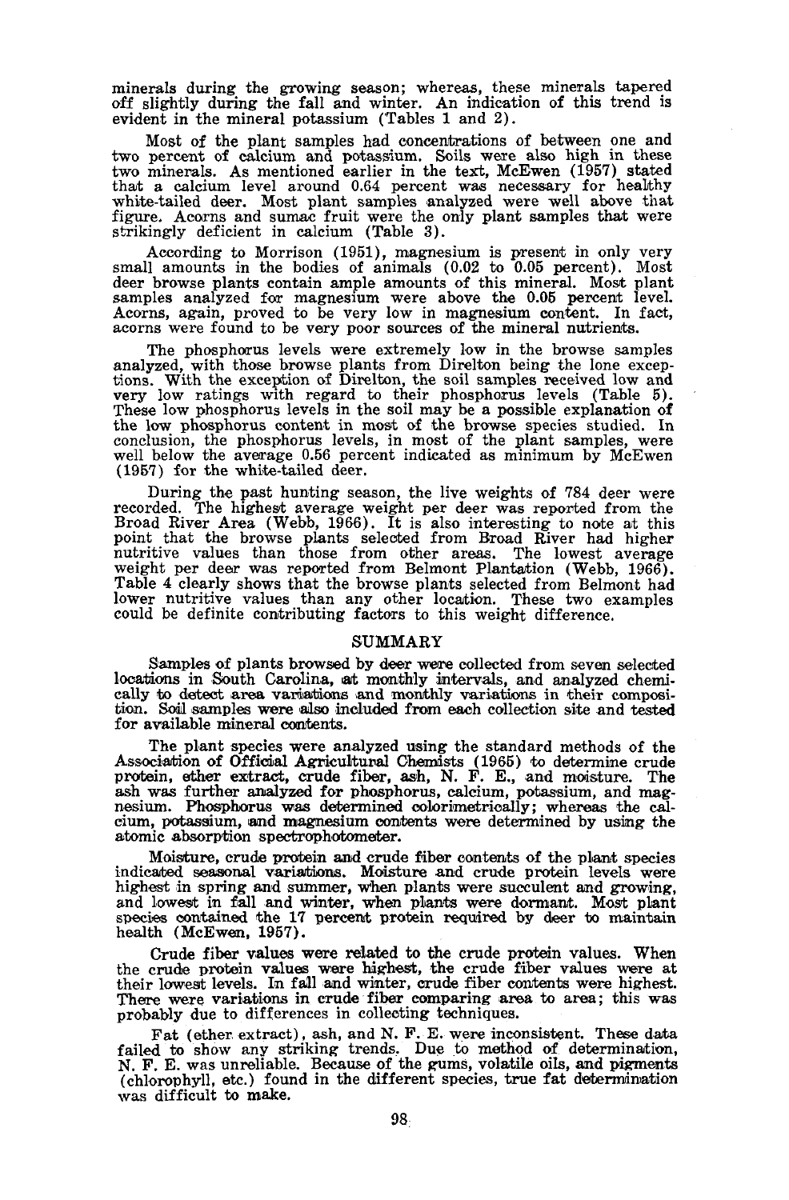minerals during the growing season; whereas, these minerals tapered off slightly during the fall and winter. An indication of this trend is evident in the mineral potassium (Tables 1 and 2).

Most of the plant samples had concentrations of between one and two percent of calcium and potassium. Soils were also high in these two minerals. As mentioned earlier in the text, McEwen (1957) stated that a calcium level around 0.64 percent was necessary for healthy white-tailed deer. Most plant samples analyzed were well above that figure. Acorns and sumac fruit were the only plant samples that were strikingly deficient in calcium (Table 3).

According to Morrison (1951), magnesium is present in only very small amounts in the bodies of animals (0.02 to 0.05 percent). Most deer browse plants contain ample amounts of this mineral. Most plant samples analyzed for magnesium were above the 0.05 percent level. Acorns, again, proved to be very low in magnesium content. In fact, acorns were found to be very poor sources of the mineral nutrients.

The phosphorus levels were extremely low in the browse samples analyzed, with those browse plants from Direlton being the lone exceptions. With the exception of Direlton, the soil samples received low and very low ratings with regard to their phosphorus levels (Table 5). These low phosphorus levels in the soil may be a possible explanation of the low phosphorus content in most of the browse species studied. In conclusion, the phosphorus levels, in most of the plant samples, were well below the average 0.56 percent indicated as minimum by McEwen (1957) for the white-tailed deer.

During the past hunting season, the live weights of 784 deer were recorded. The highest average weight per deer was reported from the Broad River Area (Webb, 1966). It is also interesting to note at this point that the browse plants selected from Broad River had higher nutritive values than those from other areas. The lowest average weight per deer was reported from Belmont Plantation (Webb, 1966). Table 4 clearly shows that the browse plants selected from Belmont had lower nutritive values than any other location. These two examples could be definite contributing factors to this weight difference.

## SUMMARY

Samples of plants browsed by deer were collected from seven selected locations in South Carolina, at monthly intervals, and analyzed chemically to detect area variations and monthly variations in their composition. Soil samples were also included from each collection site and tested for available mineral contents.

The plant species were analyzed using the standard methods of the Association of Official Agricultural Chemists (1965) to determine crude protein, ether extract, crude fiber, ash, N. F. E., and moisture. The ash was further analyzed for phosphorus, calcium, potassium, and magnesium. Phosphorus was determined colorimetrically; whereas the calcium, potassium, and magnesium contents were determined by using the atomic absorption spectrophotometer.

Moisture, crude protein and crude fiber contents of the plant species indicated seasonal variations. Moisture and crude protein levels were highest in spring and summer, when plants were succulent and growing, and lowest in fall and winter, when plants were dormant. Most plant species contained the 17 percent protein required by deer to maintain health (McEwen, 1957).

Crude fiber values were related to the crude protein values. When the crude protein values were highest, the crude fiber values were at their lowest levels. In fall and winter, crude fiber contents were highest. There were variations in crude fiber comparing area to area; this was probably due to differences in collecting techniques.

Fat (ether extract), ash, and N. F. E. were inconsistent. These data failed to show any striking trends. Due to method of determination, N. F. E. was unreliable. Because of the gums, volatile oils, and pigments (chlorophyll, etc.) found in the different species, true fat determination was difficult to make.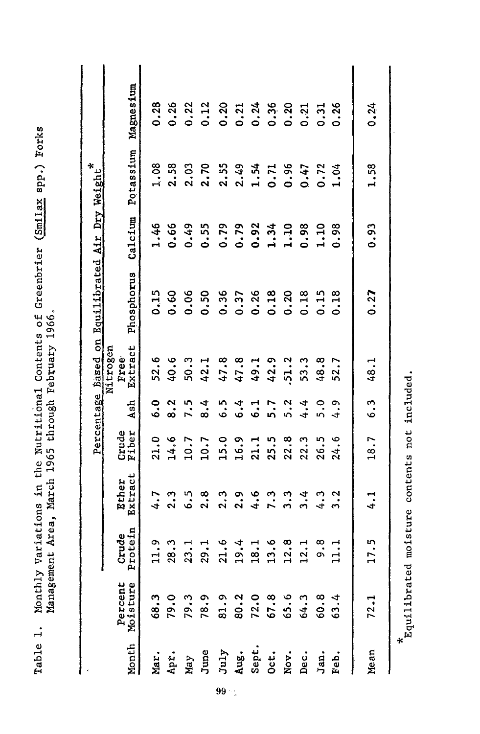Table 1. Monthly Variations in the Nutritional Contents of Greenbrier (Smilax spp.) Forks Management Area, March 1965 through February 1966.

| Month | Percent Moisture | Percentage Based on Equilibrated Air Dry Weight* | | | | | | | | |
|---|---|---|---|---|---|---|---|---|---|---|
| | | Crude Protein | Ether Extract | Crude Fiber | Ash | Nitrogen Free Extract | Phosphorus | Calcium | Potassium | Magnesium |
| Mar. | 68.3 | 11.9 | 4.7 | 21.0 | 6.0 | 52.6 | 0.15 | 1.46 | 1.08 | 0.28 |
| Apr. | 79.0 | 28.3 | 2.3 | 14.6 | 8.2 | 40.6 | 0.60 | 0.66 | 2.58 | 0.26 |
| May | 79.3 | 23.1 | 6.5 | 10.7 | 7.5 | 50.3 | 0.06 | 0.49 | 2.03 | 0.22 |
| June | 78.9 | 29.1 | 2.8 | 10.7 | 8.4 | 42.1 | 0.50 | 0.55 | 2.70 | 0.12 |
| July | 81.9 | 21.6 | 2.3 | 15.0 | 6.5 | 47.8 | 0.36 | 0.79 | 2.55 | 0.20 |
| Aug. | 80.2 | 19.4 | 2.9 | 16.9 | 6.4 | 47.8 | 0.37 | 0.79 | 2.49 | 0.21 |
| Sept. | 72.0 | 18.1 | 4.6 | 21.1 | 6.1 | 49.1 | 0.26 | 0.92 | 1.54 | 0.24 |
| Oct. | 67.8 | 13.6 | 7.3 | 25.5 | 5.7 | 42.9 | 0.18 | 1.34 | 0.71 | 0.36 |
| Nov. | 65.6 | 12.8 | 3.3 | 22.8 | 5.2 | 51.2 | 0.20 | 1.10 | 0.96 | 0.20 |
| Dec. | 64.3 | 12.1 | 3.4 | 22.3 | 4.4 | 53.3 | 0.18 | 0.98 | 0.47 | 0.21 |
| Jan. | 60.8 | 9.8 | 4.3 | 26.5 | 5.0 | 48.8 | 0.15 | 1.10 | 0.72 | 0.31 |
| Feb. | 63.4 | 11.1 | 3.2 | 24.6 | 4.9 | 52.7 | 0.18 | 0.98 | 1.04 | 0.26 |
| Mean | 72.1 | 17.5 | 4.1 | 18.7 | 6.3 | 48.1 | 0.27 | 0.93 | 1.58 | 0.24 |

*Equilibrated moisture contents not included.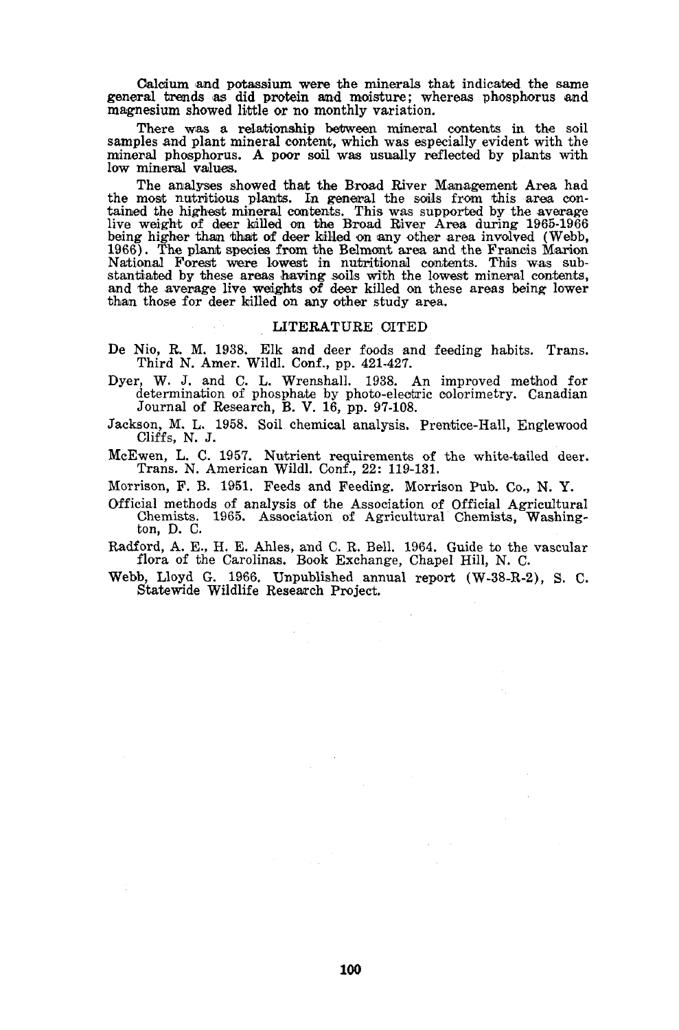Calcium and potassium were the minerals that indicated the same general trends as did protein and moisture; whereas phosphorus and magnesium showed little or no monthly variation.

There was a relationship between mineral contents in the soil samples and plant mineral content, which was especially evident with the mineral phosphorus. A poor soil was usually reflected by plants with low mineral values.

The analyses showed that the Broad River Management Area had the most nutritious plants. In general the soils from this area contained the highest mineral contents. This was supported by the average live weight of deer killed on the Broad River Area during 1965-1966 being higher than that of deer killed on any other area involved (Webb, 1966). The plant species from the Belmont area and the Francis Marion National Forest were lowest in nutritional contents. This was substantiated by these areas having soils with the lowest mineral contents, and the average live weights of deer killed on these areas being lower than those for deer killed on any other study area.

## LITERATURE CITED

De Nio, R. M. 1938. Elk and deer foods and feeding habits. Trans. Third N. Amer. Wildl. Conf., pp. 421-427.

Dyer, W. J. and C. L. Wrenshall. 1938. An improved method for determination of phosphate by photo-electric colorimetry. Canadian Journal of Research, B. V. 16, pp. 97-108.

Jackson, M. L. 1958. Soil chemical analysis. Prentice-Hall, Englewood Cliffs, N. J.

McEwen, L. C. 1957. Nutrient requirements of the white-tailed deer. Trans. N. American Wildl. Conf., 22: 119-131.

Morrison, F. B. 1951. Feeds and Feeding. Morrison Pub. Co., N. Y.

Official methods of analysis of the Association of Official Agricultural Chemists. 1965. Association of Agricultural Chemists, Washington, D. C.

Radford, A. E., H. E. Ahles, and C. R. Bell. 1964. Guide to the vascular flora of the Carolinas. Book Exchange, Chapel Hill, N. C.

Webb, Lloyd G. 1966. Unpublished annual report (W-38-R-2), S. C. Statewide Wildlife Research Project.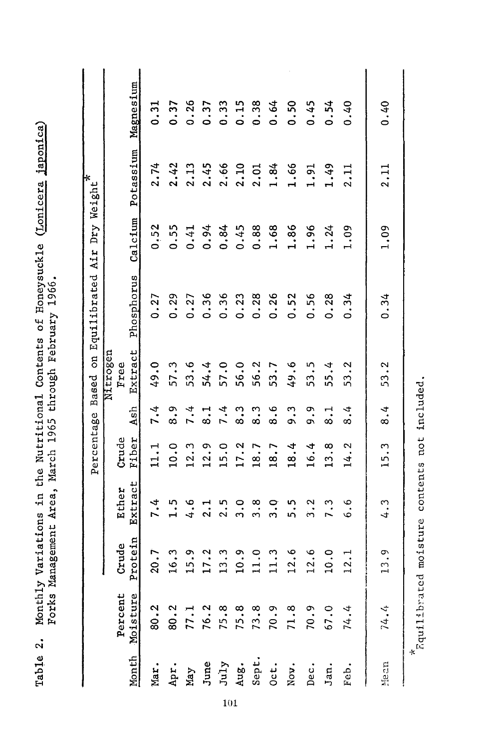Table 2. Monthly Variations in the Nutritional Contents of Honeysuckle (*Lonicera japonica*) Forks Management Area, March 1965 through February 1966.

| Month | Percent Moisture | Percentage Based on Equilibrated Air Dry Weight* | | | | | | | | |
|---|---|---|---|---|---|---|---|---|---|---|
| | | Crude Protein | Ether Extract | Crude Fiber | Ash | Nitrogen Free Extract | Phosphorus | Calcium | Potassium | Magnesium |
| Mar. | 80.2 | 20.7 | 7.4 | 11.1 | 7.4 | 49.0 | 0.27 | 0.52 | 2.74 | 0.31 |
| Apr. | 80.2 | 16.3 | 1.5 | 10.0 | 8.9 | 57.3 | 0.29 | 0.55 | 2.42 | 0.37 |
| May | 77.1 | 15.9 | 4.6 | 12.3 | 7.4 | 53.6 | 0.27 | 0.41 | 2.13 | 0.26 |
| June | 76.2 | 17.2 | 2.1 | 12.9 | 8.1 | 54.4 | 0.36 | 0.94 | 2.45 | 0.37 |
| July | 75.8 | 13.3 | 2.5 | 15.0 | 7.4 | 57.0 | 0.36 | 0.84 | 2.66 | 0.33 |
| Aug. | 75.8 | 10.9 | 3.0 | 17.2 | 8.3 | 56.0 | 0.23 | 0.45 | 2.10 | 0.15 |
| Sept. | 73.8 | 11.0 | 3.8 | 18.7 | 8.3 | 56.2 | 0.28 | 0.88 | 2.01 | 0.38 |
| Oct. | 70.9 | 11.3 | 3.0 | 18.7 | 8.6 | 53.7 | 0.26 | 1.68 | 1.84 | 0.64 |
| Nov. | 71.8 | 12.6 | 5.5 | 18.4 | 9.3 | 49.6 | 0.52 | 1.86 | 1.66 | 0.50 |
| Dec. | 70.9 | 12.6 | 3.2 | 16.4 | 9.9 | 53.5 | 0.56 | 1.96 | 1.91 | 0.45 |
| Jan. | 67.0 | 10.0 | 7.3 | 13.8 | 8.1 | 55.4 | 0.28 | 1.24 | 1.49 | 0.54 |
| Feb. | 74.4 | 12.1 | 6.6 | 14.2 | 8.4 | 53.2 | 0.34 | 1.09 | 2.11 | 0.40 |
| Mean | 74.4 | 13.9 | 4.3 | 15.3 | 8.4 | 53.2 | 0.34 | 1.09 | 2.11 | 0.40 |

*Equilibrated moisture contents not included.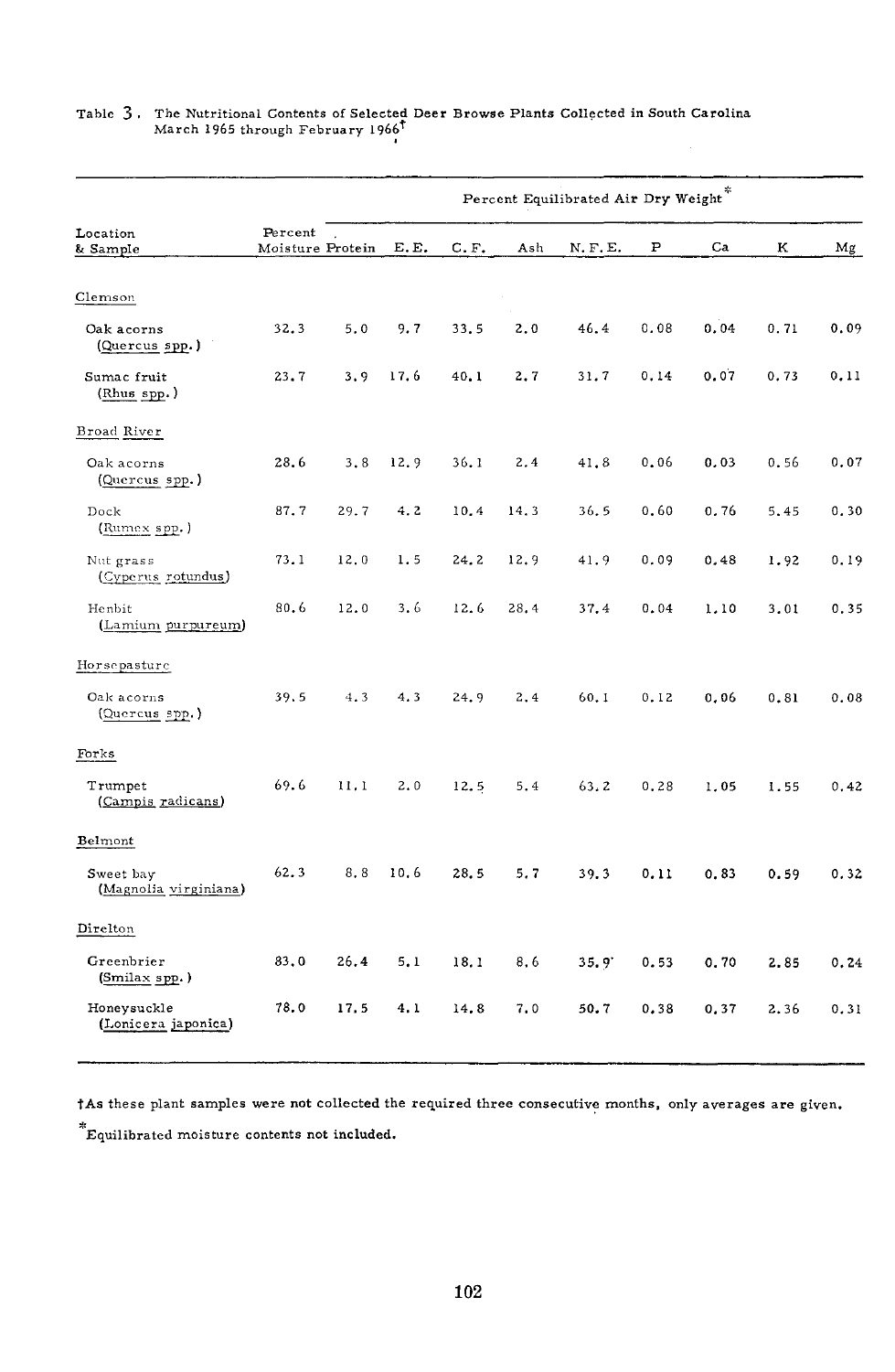Table 3. The Nutritional Contents of Selected Deer Browse Plants Collected in South Carolina March 1965 through February 1966†

| Location & Sample | Percent Moisture | Percent Equilibrated Air Dry Weight* | | | | | | | | |
|---|---|---|---|---|---|---|---|---|---|---|
| | | Protein | E.E. | C.F. | Ash | N.F.E. | P | Ca | K | Mg |
| Clemson | | | | | | | | | | |
| Oak acorns (Quercus spp.) | 32.3 | 5.0 | 9.7 | 33.5 | 2.0 | 46.4 | 0.08 | 0.04 | 0.71 | 0.09 |
| Sumac fruit (Rhus spp.) | 23.7 | 3.9 | 17.6 | 40.1 | 2.7 | 31.7 | 0.14 | 0.07 | 0.73 | 0.11 |
| Broad River | | | | | | | | | | |
| Oak acorns (Quercus spp.) | 28.6 | 3.8 | 12.9 | 36.1 | 2.4 | 41.8 | 0.06 | 0.03 | 0.56 | 0.07 |
| Dock (Rumex spp.) | 87.7 | 29.7 | 4.2 | 10.4 | 14.3 | 36.5 | 0.60 | 0.76 | 5.45 | 0.30 |
| Nut grass (Cyperus rotundus) | 73.1 | 12.0 | 1.5 | 24.2 | 12.9 | 41.9 | 0.09 | 0.48 | 1.92 | 0.19 |
| Henbit (Lamium purpureum) | 80.6 | 12.0 | 3.6 | 12.6 | 28.4 | 37.4 | 0.04 | 1.10 | 3.01 | 0.35 |
| Horsepasture | | | | | | | | | | |
| Oak acorns (Quercus spp.) | 39.5 | 4.3 | 4.3 | 24.9 | 2.4 | 60.1 | 0.12 | 0.06 | 0.81 | 0.08 |
| Forks | | | | | | | | | | |
| Trumpet (Campis radicans) | 69.6 | 11.1 | 2.0 | 12.5 | 5.4 | 63.2 | 0.28 | 1.05 | 1.55 | 0.42 |
| Belmont | | | | | | | | | | |
| Sweet bay (Magnolia virginiana) | 62.3 | 8.8 | 10.6 | 28.5 | 5.7 | 39.3 | 0.11 | 0.83 | 0.59 | 0.32 |
| Direlton | | | | | | | | | | |
| Greenbrier (Smilax spp.) | 83.0 | 26.4 | 5.1 | 18.1 | 8.6 | 35.9 | 0.53 | 0.70 | 2.85 | 0.24 |
| Honeysuckle (Lonicera japonica) | 78.0 | 17.5 | 4.1 | 14.8 | 7.0 | 50.7 | 0.38 | 0.37 | 2.36 | 0.31 |

†As these plant samples were not collected the required three consecutive months, only averages are given.

*Equilibrated moisture contents not included.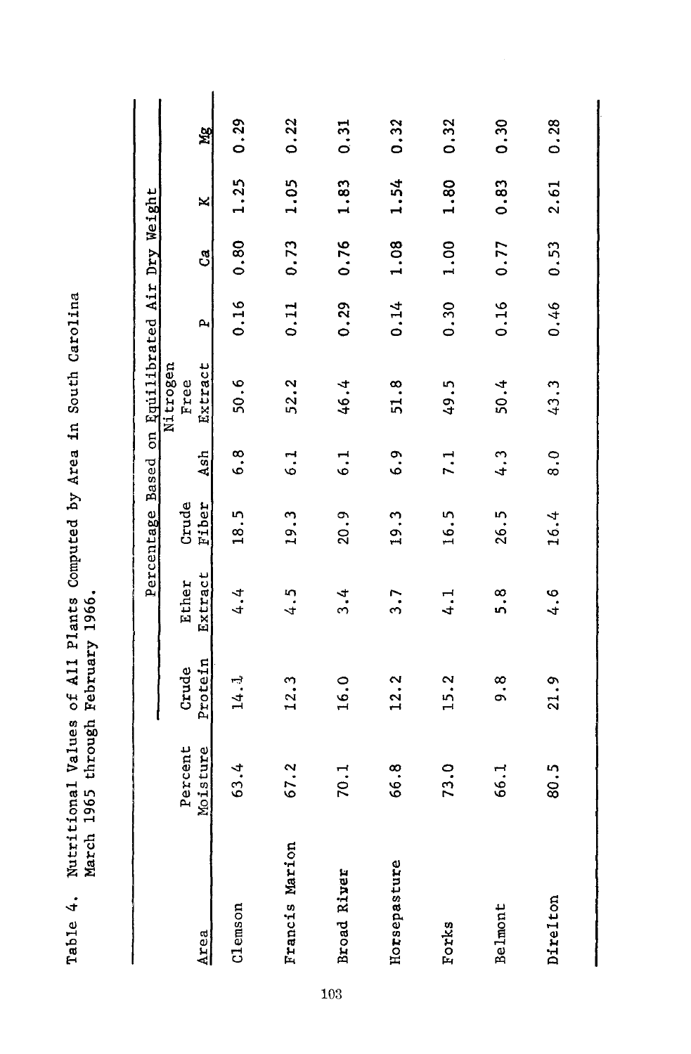Table 4. Nutritional Values of All Plants Computed by Area in South Carolina March 1965 through February 1966.

| Area | Percent Moisture | Percentage Based on Equilibrated Air Dry Weight | | | | | | | | |
|---|---|---|---|---|---|---|---|---|---|---|
| | | Crude Protein | Ether Extract | Crude Fiber | Ash | Nitrogen Free Extract | P | Ca | K | Mg |
| Clemson | 63.4 | 14.1 | 4.4 | 18.5 | 6.8 | 50.6 | 0.16 | 0.80 | 1.25 | 0.29 |
| Francis Marion | 67.2 | 12.3 | 4.5 | 19.3 | 6.1 | 52.2 | 0.11 | 0.73 | 1.05 | 0.22 |
| Broad River | 70.1 | 16.0 | 3.4 | 20.9 | 6.1 | 46.4 | 0.29 | 0.76 | 1.83 | 0.31 |
| Horsepasture | 66.8 | 12.2 | 3.7 | 19.3 | 6.9 | 51.8 | 0.14 | 1.08 | 1.54 | 0.32 |
| Forks | 73.0 | 15.2 | 4.1 | 16.5 | 7.1 | 49.5 | 0.30 | 1.00 | 1.80 | 0.32 |
| Belmont | 66.1 | 9.8 | 5.8 | 26.5 | 4.3 | 50.4 | 0.16 | 0.77 | 0.83 | 0.30 |
| Direlton | 80.5 | 21.9 | 4.6 | 16.4 | 8.0 | 43.3 | 0.46 | 0.53 | 2.61 | 0.28 |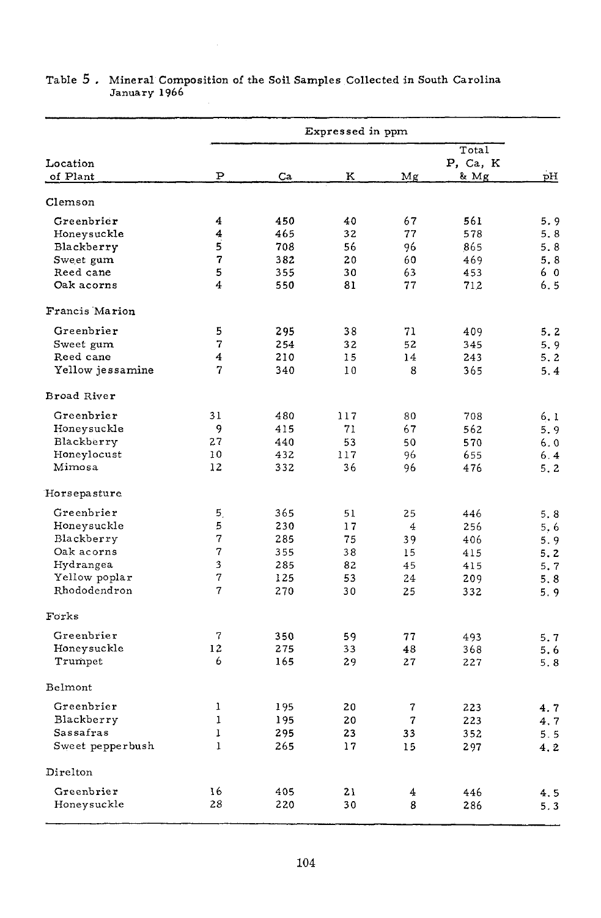Table 5 . Mineral Composition of the Soil Samples Collected in South Carolina January 1966

| Location of Plant | Expressed in ppm | | | | | pH |
|---|---|---|---|---|---|---|
| | P | Ca | K | Mg | Total P, Ca, K & Mg | |
| Clemson | | | | | | |
| Greenbrier | 4 | 450 | 40 | 67 | 561 | 5.9 |
| Honeysuckle | 4 | 465 | 32 | 77 | 578 | 5.8 |
| Blackberry | 5 | 708 | 56 | 96 | 865 | 5.8 |
| Sweet gum | 7 | 382 | 20 | 60 | 469 | 5.8 |
| Reed cane | 5 | 355 | 30 | 63 | 453 | 6 0 |
| Oak acorns | 4 | 550 | 81 | 77 | 712 | 6.5 |
| Francis Marion | | | | | | |
| Greenbrier | 5 | 295 | 38 | 71 | 409 | 5.2 |
| Sweet gum | 7 | 254 | 32 | 52 | 345 | 5.9 |
| Reed cane | 4 | 210 | 15 | 14 | 243 | 5.2 |
| Yellow jessamine | 7 | 340 | 10 | 8 | 365 | 5.4 |
| Broad River | | | | | | |
| Greenbrier | 31 | 480 | 117 | 80 | 708 | 6.1 |
| Honeysuckle | 9 | 415 | 71 | 67 | 562 | 5.9 |
| Blackberry | 27 | 440 | 53 | 50 | 570 | 6.0 |
| Honeylocust | 10 | 432 | 117 | 96 | 655 | 6.4 |
| Mimosa | 12 | 332 | 36 | 96 | 476 | 5.2 |
| Horsepasture | | | | | | |
| Greenbrier | 5 | 365 | 51 | 25 | 446 | 5.8 |
| Honeysuckle | 5 | 230 | 17 | 4 | 256 | 5.6 |
| Blackberry | 7 | 285 | 75 | 39 | 406 | 5.9 |
| Oak acorns | 7 | 355 | 38 | 15 | 415 | 5.2 |
| Hydrangea | 3 | 285 | 82 | 45 | 415 | 5.7 |
| Yellow poplar | 7 | 125 | 53 | 24 | 209 | 5.8 |
| Rhododendron | 7 | 270 | 30 | 25 | 332 | 5.9 |
| Forks | | | | | | |
| Greenbrier | 7 | 350 | 59 | 77 | 493 | 5.7 |
| Honeysuckle | 12 | 275 | 33 | 48 | 368 | 5.6 |
| Trumpet | 6 | 165 | 29 | 27 | 227 | 5.8 |
| Belmont | | | | | | |
| Greenbrier | 1 | 195 | 20 | 7 | 223 | 4.7 |
| Blackberry | 1 | 195 | 20 | 7 | 223 | 4.7 |
| Sassafras | 1 | 295 | 23 | 33 | 352 | 5.5 |
| Sweet pepperbush | 1 | 265 | 17 | 15 | 297 | 4.2 |
| Direlton | | | | | | |
| Greenbrier | 16 | 405 | 21 | 4 | 446 | 4.5 |
| Honeysuckle | 28 | 220 | 30 | 8 | 286 | 5.3 |